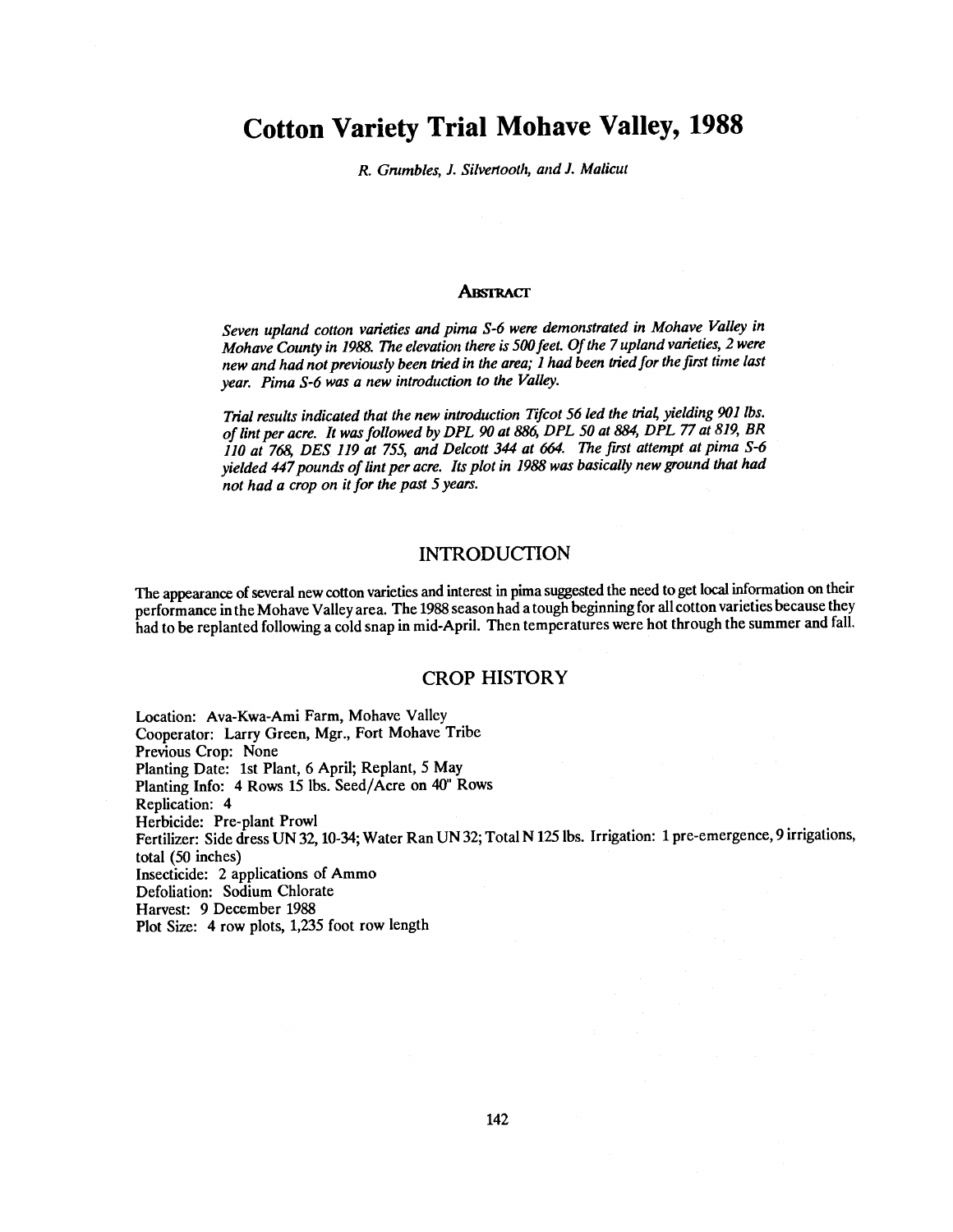# Cotton Variety Trial Mohave Valley, 1988

*R. Grumbles, J. Silvertooth, and J. Malicut*

## Abstract

*Seven upland cotton varieties and pima S-6 were demonstrated in Mohave Valley in Mohave County in 1988. The elevation there is 500 feet. Of the 7 upland varieties, 2 were new and had not previously been tried in the area; 1 had been tried for the first time last year. Pima S-6 was a new introduction to the Valley.*

*Trial results indicated that the new introduction Tifcot 56 led the trial, yielding 901 lbs. of lint per acre. It was followed by DPL 90 at 886, DPL 50 at 884, DPL 77 at 819, BR 110 at 768, DES 119 at 755, and Delcott 344 at 664. The first attempt at pima S-6 yielded 447 pounds of lint per acre. Its plot in 1988 was basically new ground that had not had a crop on it for the past 5 years.*

## INTRODUCTION

The appearance of several new cotton varieties and interest in pima suggested the need to get local information on their performance in the Mohave Valley area. The 1988 season had a tough beginning for all cotton varieties because they had to be replanted following a cold snap in mid-April. Then temperatures were hot through the summer and fall.

## CROP HISTORY

Location: Ava-Kwa-Ami Farm, Mohave Valley
Cooperator: Larry Green, Mgr., Fort Mohave Tribe
Previous Crop: None
Planting Date: 1st Plant, 6 April; Replant, 5 May
Planting Info: 4 Rows 15 lbs. Seed/Acre on 40" Rows
Replication: 4
Herbicide: Pre-plant Prowl
Fertilizer: Side dress UN 32, 10-34; Water Ran UN 32; Total N 125 lbs. Irrigation: 1 pre-emergence, 9 irrigations, total (50 inches)
Insecticide: 2 applications of Ammo
Defoliation: Sodium Chlorate
Harvest: 9 December 1988
Plot Size: 4 row plots, 1,235 foot row length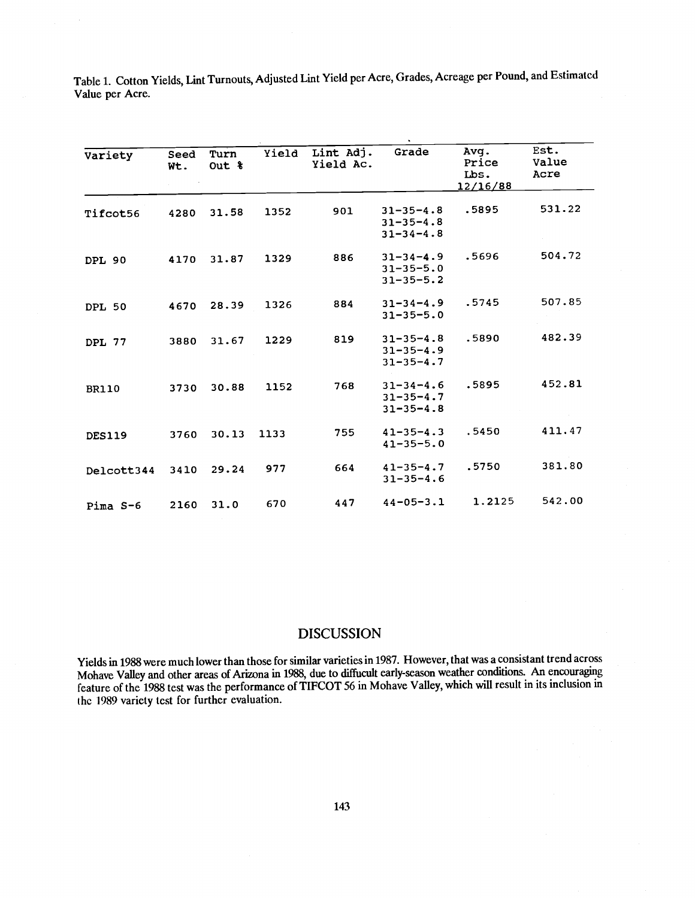Table 1. Cotton Yields, Lint Turnouts, Adjusted Lint Yield per Acre, Grades, Acreage per Pound, and Estimated Value per Acre.

| Variety | Seed Wt. | Turn Out % | Yield | Lint Adj. Yield Ac. | Grade | Avg. Price Lbs. 12/16/88 | Est. Value Acre |
|---|---|---|---|---|---|---|---|
| Tifcot56 | 4280 | 31.58 | 1352 | 901 | 31-35-4.8<br>31-35-4.8<br>31-34-4.8 | .5895 | 531.22 |
| DPL 90 | 4170 | 31.87 | 1329 | 886 | 31-34-4.9<br>31-35-5.0<br>31-35-5.2 | .5696 | 504.72 |
| DPL 50 | 4670 | 28.39 | 1326 | 884 | 31-34-4.9<br>31-35-5.0 | .5745 | 507.85 |
| DPL 77 | 3880 | 31.67 | 1229 | 819 | 31-35-4.8<br>31-35-4.9<br>31-35-4.7 | .5890 | 482.39 |
| BR110 | 3730 | 30.88 | 1152 | 768 | 31-34-4.6<br>31-35-4.7<br>31-35-4.8 | .5895 | 452.81 |
| DES119 | 3760 | 30.13 | 1133 | 755 | 41-35-4.3<br>41-35-5.0 | .5450 | 411.47 |
| Delcott344 | 3410 | 29.24 | 977 | 664 | 41-35-4.7<br>31-35-4.6 | .5750 | 381.80 |
| Pima S-6 | 2160 | 31.0 | 670 | 447 | 44-05-3.1 | 1.2125 | 542.00 |

## DISCUSSION

Yields in 1988 were much lower than those for similar varieties in 1987. However, that was a consistant trend across Mohave Valley and other areas of Arizona in 1988, due to difficult early-season weather conditions. An encouraging feature of the 1988 test was the performance of TIFCOT 56 in Mohave Valley, which will result in its inclusion in the 1989 variety test for further evaluation.